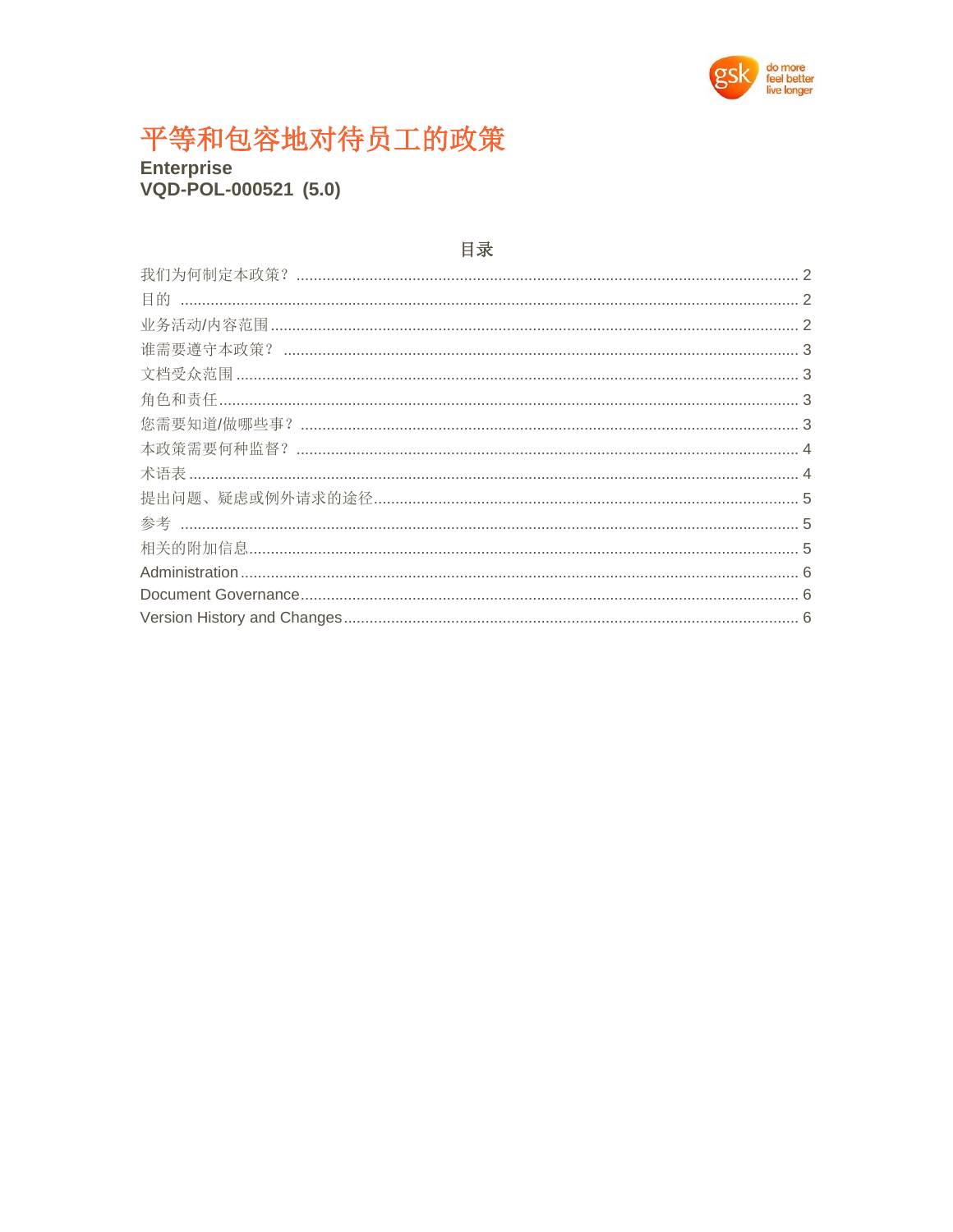# 平等和包容地对待员工的政策

**Enterprise**
**VQD-POL-000521 (5.0)**

## 目录

我们为何制定本政策？ .......... 2
目的 .......... 2
业务活动/内容范围 .......... 2
谁需要遵守本政策？ .......... 3
文档受众范围 .......... 3
角色和责任 .......... 3
您需要知道/做哪些事？ .......... 3
本政策需要何种监督？ .......... 4
术语表 .......... 4
提出问题、疑虑或例外请求的途径 .......... 5
参考 .......... 5
相关的附加信息 .......... 5
Administration .......... 6
Document Governance .......... 6
Version History and Changes .......... 6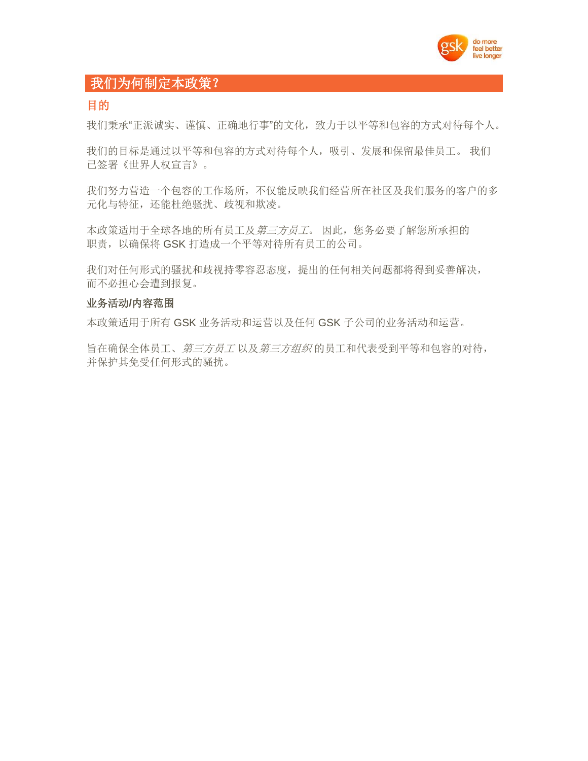## 我们为何制定本政策？

### 目的

我们秉承“正派诚实、谨慎、正确地行事”的文化，致力于以平等和包容的方式对待每个人。

我们的目标是通过以平等和包容的方式对待每个人，吸引、发展和保留最佳员工。 我们已签署《世界人权宣言》。

我们努力营造一个包容的工作场所，不仅能反映我们经营所在社区及我们服务的客户的多元化与特征，还能杜绝骚扰、歧视和欺凌。

本政策适用于全球各地的所有员工及*第三方员工*。 因此，您务必要了解您所承担的职责，以确保将 GSK 打造成一个平等对待所有员工的公司。

我们对任何形式的骚扰和歧视持零容忍态度，提出的任何相关问题都将得到妥善解决，而不必担心会遭到报复。

**业务活动/内容范围**

本政策适用于所有 GSK 业务活动和运营以及任何 GSK 子公司的业务活动和运营。

旨在确保全体员工、*第三方员工* 以及 *第三方组织* 的员工和代表受到平等和包容的对待，并保护其免受任何形式的骚扰。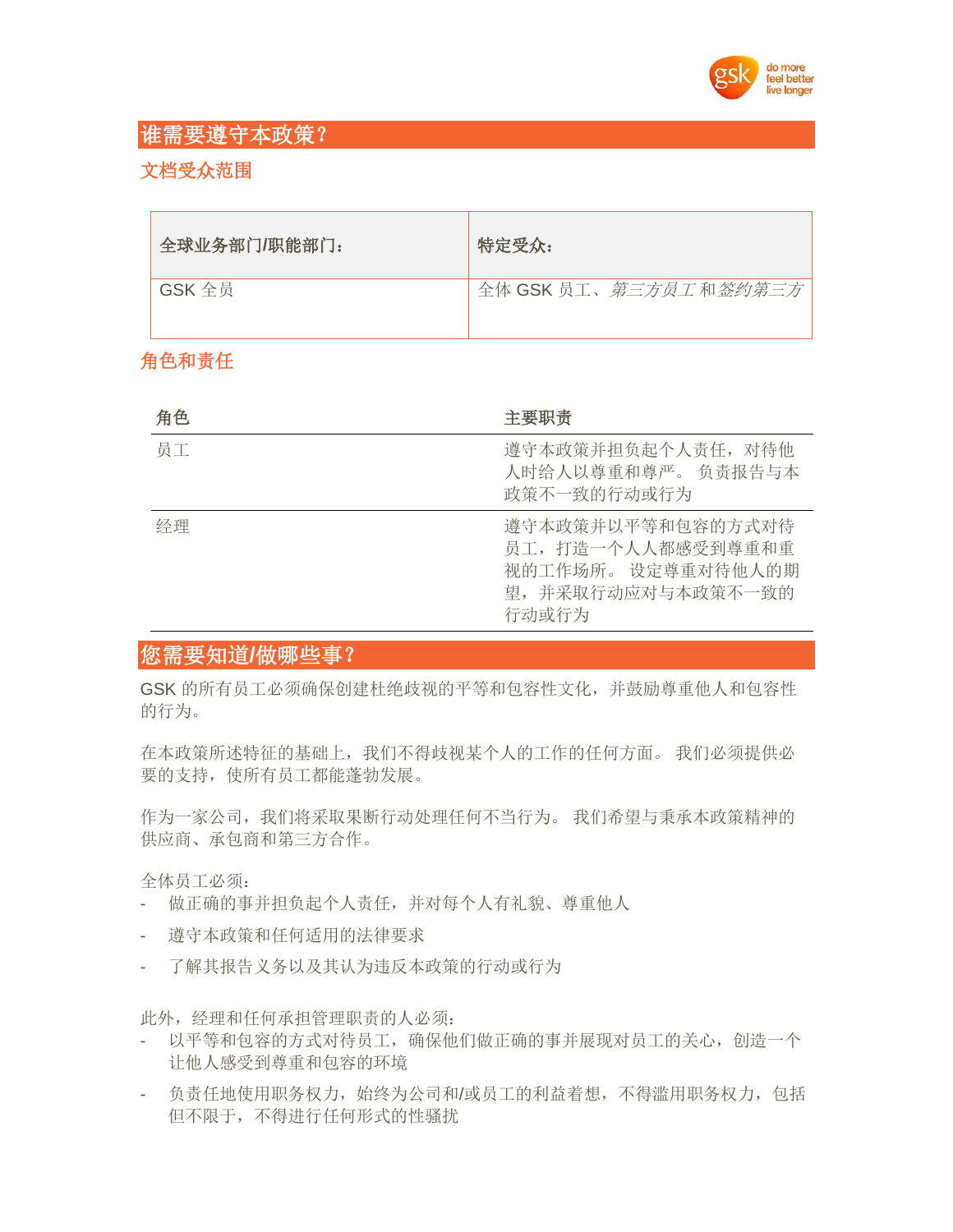## 谁需要遵守本政策?

### 文档受众范围

| 全球业务部门/职能部门: | 特定受众: |
| --- | --- |
| GSK 全员 | 全体 GSK 员工、*第三方员工* 和 *签约第三方* |

### 角色和责任

| 角色 | 主要职责 |
| --- | --- |
| 员工 | 遵守本政策并担负起个人责任，对待他人时给人以尊重和尊严。 负责报告与本政策不一致的行动或行为 |
| 经理 | 遵守本政策并以平等和包容的方式对待员工，打造一个人人都感受到尊重和重视的工作场所。 设定尊重对待他人的期望，并采取行动应对与本政策不一致的行动或行为 |

## 您需要知道/做哪些事?

GSK 的所有员工必须确保创建杜绝歧视的平等和包容性文化，并鼓励尊重他人和包容性的行为。

在本政策所述特征的基础上，我们不得歧视某个人的工作的任何方面。 我们必须提供必要的支持，使所有员工都能蓬勃发展。

作为一家公司，我们将采取果断行动处理任何不当行为。 我们希望与秉承本政策精神的供应商、承包商和第三方合作。

全体员工必须:

- 做正确的事并担负起个人责任，并对每个人有礼貌、尊重他人
- 遵守本政策和任何适用的法律要求
- 了解其报告义务以及其认为违反本政策的行动或行为

此外，经理和任何承担管理职责的人必须:

- 以平等和包容的方式对待员工，确保他们做正确的事并展现对员工的关心，创造一个让他人感受到尊重和包容的环境
- 负责任地使用职务权力，始终为公司和/或员工的利益着想，不得滥用职务权力，包括但不限于，不得进行任何形式的性骚扰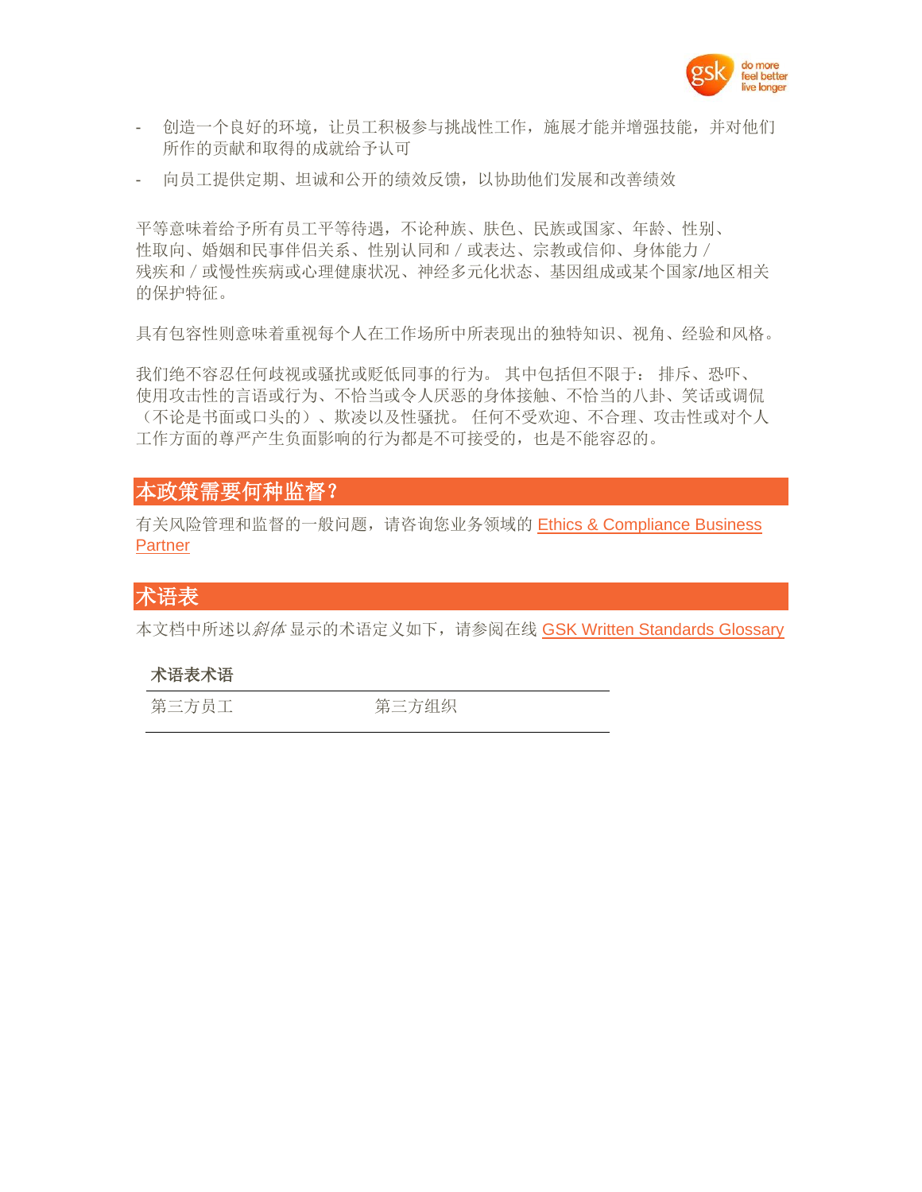- 创造一个良好的环境，让员工积极参与挑战性工作，施展才能并增强技能，并对他们所作的贡献和取得的成就给予认可
- 向员工提供定期、坦诚和公开的绩效反馈，以协助他们发展和改善绩效

平等意味着给予所有员工平等待遇，不论种族、肤色、民族或国家、年龄、性别、性取向、婚姻和民事伴侣关系、性别认同和 / 或表达、宗教或信仰、身体能力 / 残疾和 / 或慢性疾病或心理健康状况、神经多元化状态、基因组成或某个国家/地区相关的保护特征。

具有包容性则意味着重视每个人在工作场所中所表现出的独特知识、视角、经验和风格。

我们绝不容忍任何歧视或骚扰或贬低同事的行为。 其中包括但不限于： 排斥、恐吓、使用攻击性的言语或行为、不恰当或令人厌恶的身体接触、不恰当的八卦、笑话或调侃（不论是书面或口头的）、欺凌以及性骚扰。 任何不受欢迎、不合理、攻击性或对个人工作方面的尊严产生负面影响的行为都是不可接受的，也是不能容忍的。

## 本政策需要何种监督？

有关风险管理和监督的一般问题，请咨询您业务领域的 Ethics & Compliance Business Partner

## 术语表

本文档中所述以*斜体* 显示的术语定义如下，请参阅在线 GSK Written Standards Glossary

| 术语表术语 | |
|---|---|
| 第三方员工 | 第三方组织 |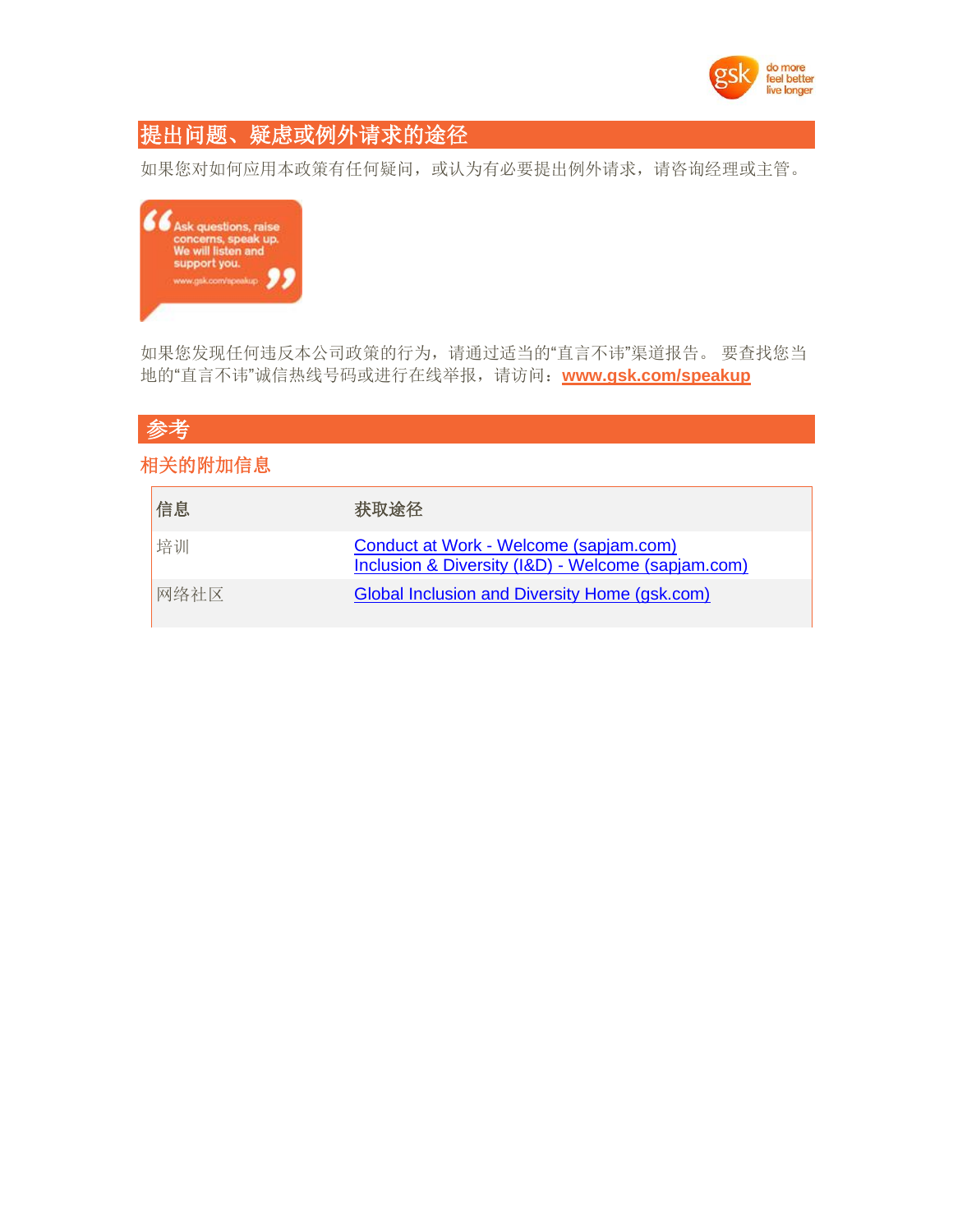## 提出问题、疑虑或例外请求的途径

如果您对如何应用本政策有任何疑问，或认为有必要提出例外请求，请咨询经理或主管。

Ask questions, raise concerns, speak up. We will listen and support you.
www.gsk.com/speakup

如果您发现任何违反本公司政策的行为，请通过适当的"直言不讳"渠道报告。 要查找您当地的"直言不讳"诚信热线号码或进行在线举报，请访问：**www.gsk.com/speakup**

## 参考

### 相关的附加信息

| 信息 | 获取途径 |
|---|---|
| 培训 | Conduct at Work - Welcome (sapjam.com)<br>Inclusion & Diversity (I&D) - Welcome (sapjam.com) |
| 网络社区 | Global Inclusion and Diversity Home (gsk.com) |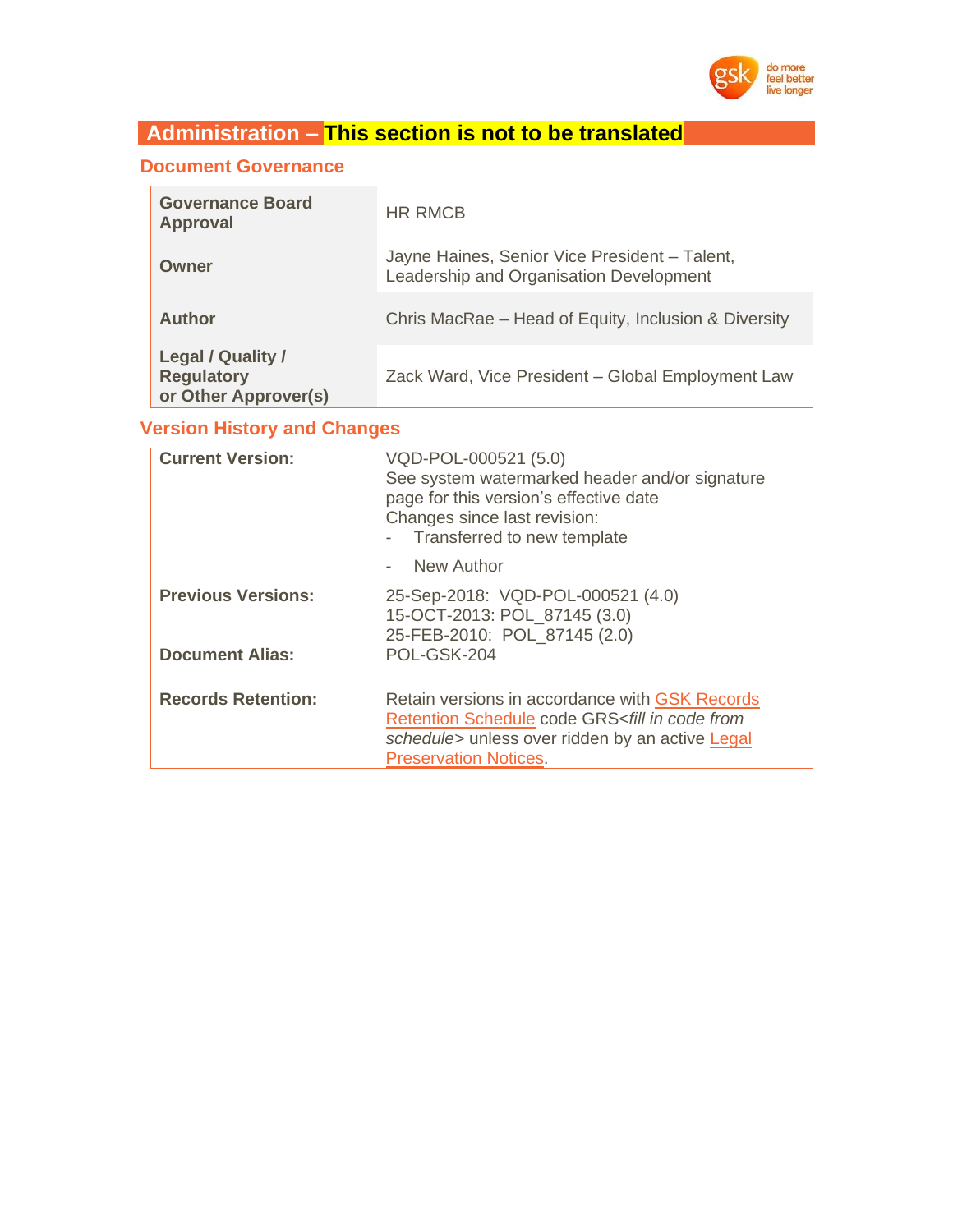## Administration – This section is not to be translated

### Document Governance

| | |
|---|---|
| **Governance Board Approval** | HR RMCB |
| **Owner** | Jayne Haines, Senior Vice President – Talent, Leadership and Organisation Development |
| **Author** | Chris MacRae – Head of Equity, Inclusion & Diversity |
| **Legal / Quality / Regulatory or Other Approver(s)** | Zack Ward, Vice President – Global Employment Law |

### Version History and Changes

| | |
|---|---|
| **Current Version:** | VQD-POL-000521 (5.0)<br>See system watermarked header and/or signature page for this version's effective date<br>Changes since last revision:<br>- Transferred to new template<br>- New Author |
| **Previous Versions:** | 25-Sep-2018: VQD-POL-000521 (4.0)<br>15-OCT-2013: POL_87145 (3.0)<br>25-FEB-2010: POL_87145 (2.0) |
| **Document Alias:** | POL-GSK-204 |
| **Records Retention:** | Retain versions in accordance with GSK Records Retention Schedule code GRS<*fill in code from schedule*> unless over ridden by an active Legal Preservation Notices. |